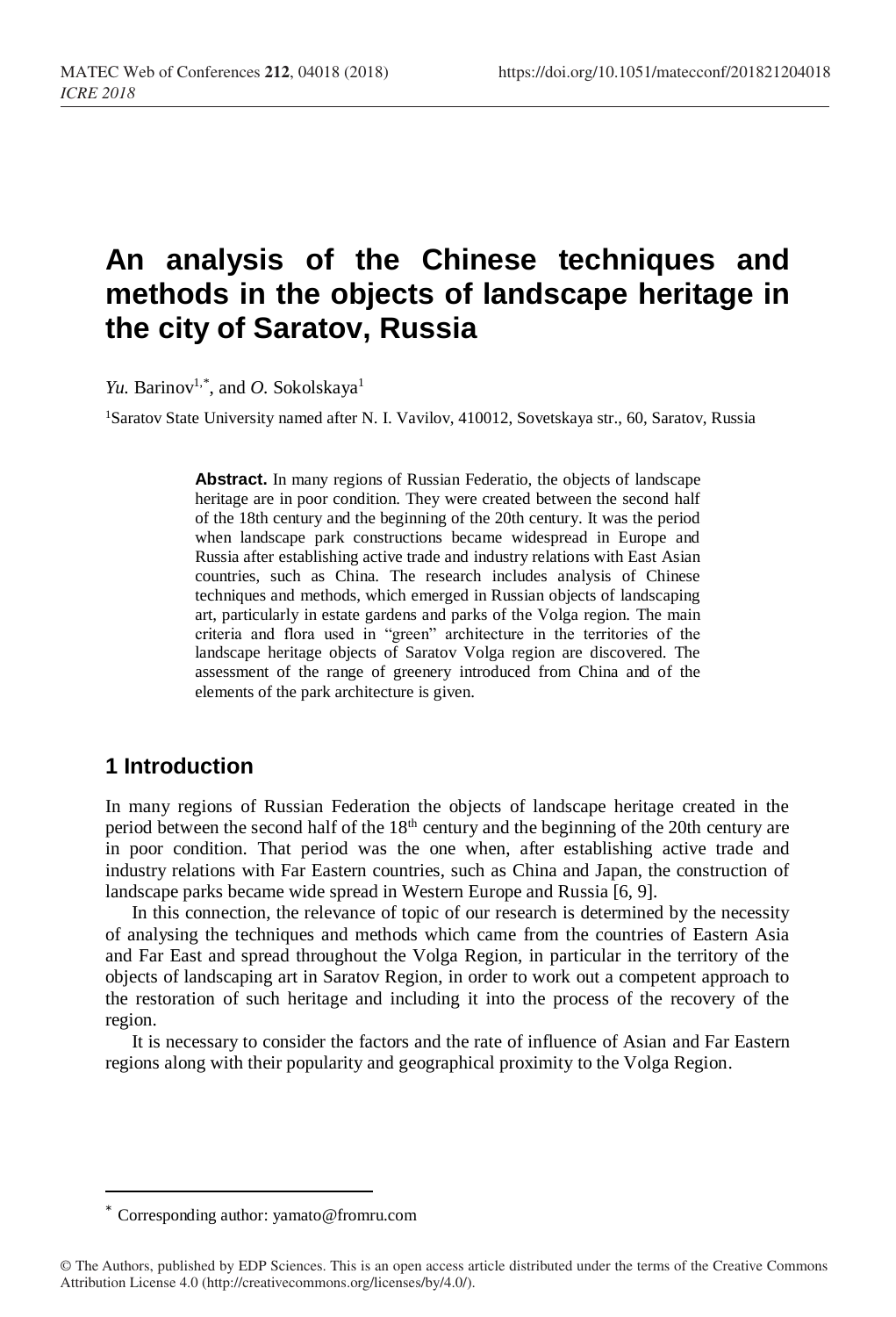# An analysis of the Chinese techniques and methods in the objects of landscape heritage in the city of Saratov, Russia

*Yu.* Barinov[1,*], and *O.* Sokolskaya[1]

[1]Saratov State University named after N. I. Vavilov, 410012, Sovetskaya str., 60, Saratov, Russia

**Abstract.** In many regions of Russian Federatio, the objects of landscape heritage are in poor condition. They were created between the second half of the 18th century and the beginning of the 20th century. It was the period when landscape park constructions became widespread in Europe and Russia after establishing active trade and industry relations with East Asian countries, such as China. The research includes analysis of Chinese techniques and methods, which emerged in Russian objects of landscaping art, particularly in estate gardens and parks of the Volga region. The main criteria and flora used in "green" architecture in the territories of the landscape heritage objects of Saratov Volga region are discovered. The assessment of the range of greenery introduced from China and of the elements of the park architecture is given.

## 1 Introduction

In many regions of Russian Federation the objects of landscape heritage created in the period between the second half of the 18th century and the beginning of the 20th century are in poor condition. That period was the one when, after establishing active trade and industry relations with Far Eastern countries, such as China and Japan, the construction of landscape parks became wide spread in Western Europe and Russia [6, 9].

In this connection, the relevance of topic of our research is determined by the necessity of analysing the techniques and methods which came from the countries of Eastern Asia and Far East and spread throughout the Volga Region, in particular in the territory of the objects of landscaping art in Saratov Region, in order to work out a competent approach to the restoration of such heritage and including it into the process of the recovery of the region.

It is necessary to consider the factors and the rate of influence of Asian and Far Eastern regions along with their popularity and geographical proximity to the Volga Region.

[*] Corresponding author: yamato@fromru.com

© The Authors, published by EDP Sciences. This is an open access article distributed under the terms of the Creative Commons Attribution License 4.0 (http://creativecommons.org/licenses/by/4.0/).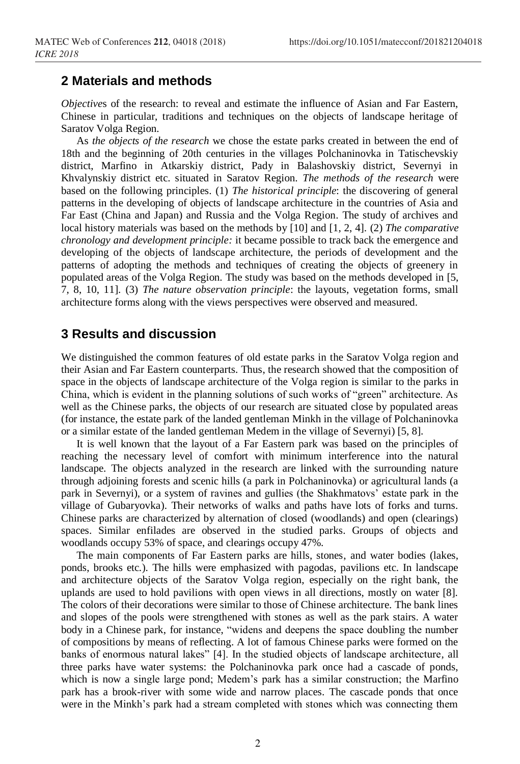## 2 Materials and methods

*Objective*s of the research: to reveal and estimate the influence of Asian and Far Eastern, Chinese in particular, traditions and techniques on the objects of landscape heritage of Saratov Volga Region.

As *the objects of the research* we chose the estate parks created in between the end of 18th and the beginning of 20th centuries in the villages Polchaninovka in Tatischevskiy district, Marfino in Atkarskiy district, Pady in Balashovskiy district, Severnyi in Khvalynskiy district etc. situated in Saratov Region. *The methods of the research* were based on the following principles. (1) *The historical principle*: the discovering of general patterns in the developing of objects of landscape architecture in the countries of Asia and Far East (China and Japan) and Russia and the Volga Region. The study of archives and local history materials was based on the methods by [10] and [1, 2, 4]. (2) *The comparative chronology and development principle:* it became possible to track back the emergence and developing of the objects of landscape architecture, the periods of development and the patterns of adopting the methods and techniques of creating the objects of greenery in populated areas of the Volga Region. The study was based on the methods developed in [5, 7, 8, 10, 11]. (3) *The nature observation principle*: the layouts, vegetation forms, small architecture forms along with the views perspectives were observed and measured.

## 3 Results and discussion

We distinguished the common features of old estate parks in the Saratov Volga region and their Asian and Far Eastern counterparts. Thus, the research showed that the composition of space in the objects of landscape architecture of the Volga region is similar to the parks in China, which is evident in the planning solutions of such works of "green" architecture. As well as the Chinese parks, the objects of our research are situated close by populated areas (for instance, the estate park of the landed gentleman Minkh in the village of Polchaninovka or a similar estate of the landed gentleman Medem in the village of Severnyi) [5, 8].

It is well known that the layout of a Far Eastern park was based on the principles of reaching the necessary level of comfort with minimum interference into the natural landscape. The objects analyzed in the research are linked with the surrounding nature through adjoining forests and scenic hills (a park in Polchaninovka) or agricultural lands (a park in Severnyi), or a system of ravines and gullies (the Shakhmatovs' estate park in the village of Gubaryovka). Their networks of walks and paths have lots of forks and turns. Chinese parks are characterized by alternation of closed (woodlands) and open (clearings) spaces. Similar enfilades are observed in the studied parks. Groups of objects and woodlands occupy 53% of space, and clearings occupy 47%.

The main components of Far Eastern parks are hills, stones, and water bodies (lakes, ponds, brooks etc.). The hills were emphasized with pagodas, pavilions etc. In landscape and architecture objects of the Saratov Volga region, especially on the right bank, the uplands are used to hold pavilions with open views in all directions, mostly on water [8]. The colors of their decorations were similar to those of Chinese architecture. The bank lines and slopes of the pools were strengthened with stones as well as the park stairs. A water body in a Chinese park, for instance, "widens and deepens the space doubling the number of compositions by means of reflecting. A lot of famous Chinese parks were formed on the banks of enormous natural lakes" [4]. In the studied objects of landscape architecture, all three parks have water systems: the Polchaninovka park once had a cascade of ponds, which is now a single large pond; Medem's park has a similar construction; the Marfino park has a brook-river with some wide and narrow places. The cascade ponds that once were in the Minkh's park had a stream completed with stones which was connecting them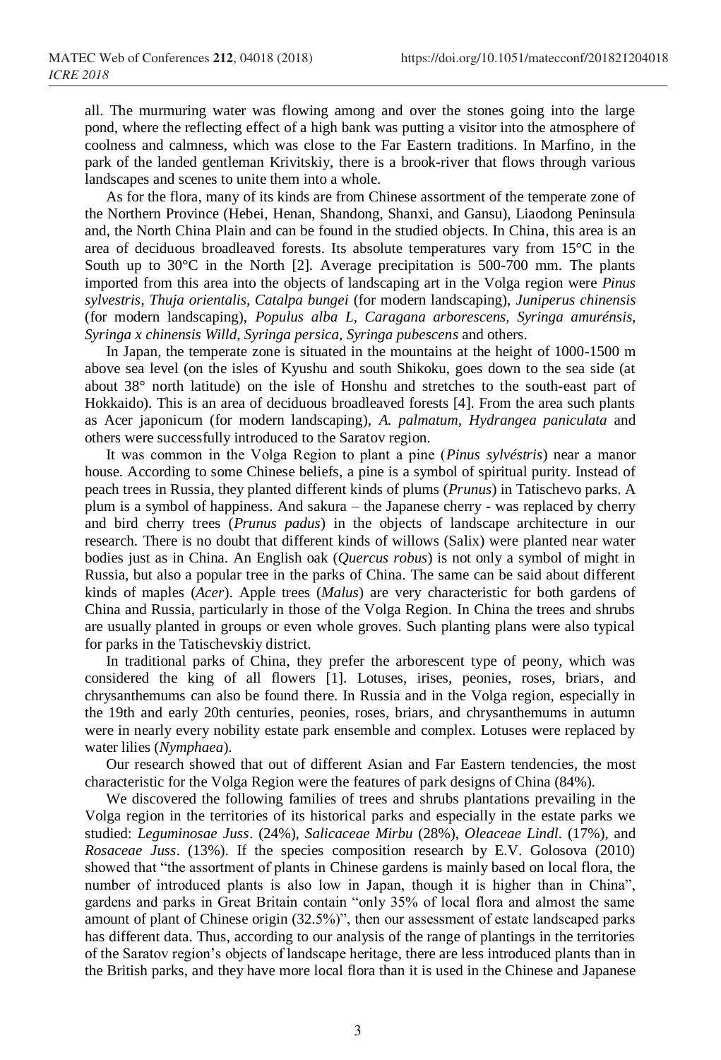all. The murmuring water was flowing among and over the stones going into the large pond, where the reflecting effect of a high bank was putting a visitor into the atmosphere of coolness and calmness, which was close to the Far Eastern traditions. In Marfino, in the park of the landed gentleman Krivitskiy, there is a brook-river that flows through various landscapes and scenes to unite them into a whole.

As for the flora, many of its kinds are from Chinese assortment of the temperate zone of the Northern Province (Hebei, Henan, Shandong, Shanxi, and Gansu), Liaodong Peninsula and, the North China Plain and can be found in the studied objects. In China, this area is an area of deciduous broadleaved forests. Its absolute temperatures vary from 15°C in the South up to 30°C in the North [2]. Average precipitation is 500-700 mm. The plants imported from this area into the objects of landscaping art in the Volga region were *Pinus sylvestris*, *Thuja orientalis*, *Catalpa bungei* (for modern landscaping), *Juniperus chinensis* (for modern landscaping), *Populus alba L*, *Caragana arborescens*, *Syringa amurénsis*, *Syringa x chinensis Willd*, *Syringa persica*, *Syringa pubescens* and others.

In Japan, the temperate zone is situated in the mountains at the height of 1000-1500 m above sea level (on the isles of Kyushu and south Shikoku, goes down to the sea side (at about 38° north latitude) on the isle of Honshu and stretches to the south-east part of Hokkaido). This is an area of deciduous broadleaved forests [4]. From the area such plants as Acer japonicum (for modern landscaping), *A. palmatum*, *Hydrangea paniculata* and others were successfully introduced to the Saratov region.

It was common in the Volga Region to plant a pine (*Pinus sylvéstris*) near a manor house. According to some Chinese beliefs, a pine is a symbol of spiritual purity. Instead of peach trees in Russia, they planted different kinds of plums (*Prunus*) in Tatischevo parks. A plum is a symbol of happiness. And sakura – the Japanese cherry - was replaced by cherry and bird cherry trees (*Prunus padus*) in the objects of landscape architecture in our research. There is no doubt that different kinds of willows (Salix) were planted near water bodies just as in China. An English oak (*Quercus robus*) is not only a symbol of might in Russia, but also a popular tree in the parks of China. The same can be said about different kinds of maples (*Acer*). Apple trees (*Malus*) are very characteristic for both gardens of China and Russia, particularly in those of the Volga Region. In China the trees and shrubs are usually planted in groups or even whole groves. Such planting plans were also typical for parks in the Tatischevskiy district.

In traditional parks of China, they prefer the arborescent type of peony, which was considered the king of all flowers [1]. Lotuses, irises, peonies, roses, briars, and chrysanthemums can also be found there. In Russia and in the Volga region, especially in the 19th and early 20th centuries, peonies, roses, briars, and chrysanthemums in autumn were in nearly every nobility estate park ensemble and complex. Lotuses were replaced by water lilies (*Nymphaea*).

Our research showed that out of different Asian and Far Eastern tendencies, the most characteristic for the Volga Region were the features of park designs of China (84%).

We discovered the following families of trees and shrubs plantations prevailing in the Volga region in the territories of its historical parks and especially in the estate parks we studied: *Leguminosae Juss*. (24%), *Salicaceae Mirbu* (28%), *Oleaceae Lindl*. (17%), and *Rosaceae Juss*. (13%). If the species composition research by E.V. Golosova (2010) showed that "the assortment of plants in Chinese gardens is mainly based on local flora, the number of introduced plants is also low in Japan, though it is higher than in China", gardens and parks in Great Britain contain "only 35% of local flora and almost the same amount of plant of Chinese origin (32.5%)", then our assessment of estate landscaped parks has different data. Thus, according to our analysis of the range of plantings in the territories of the Saratov region's objects of landscape heritage, there are less introduced plants than in the British parks, and they have more local flora than it is used in the Chinese and Japanese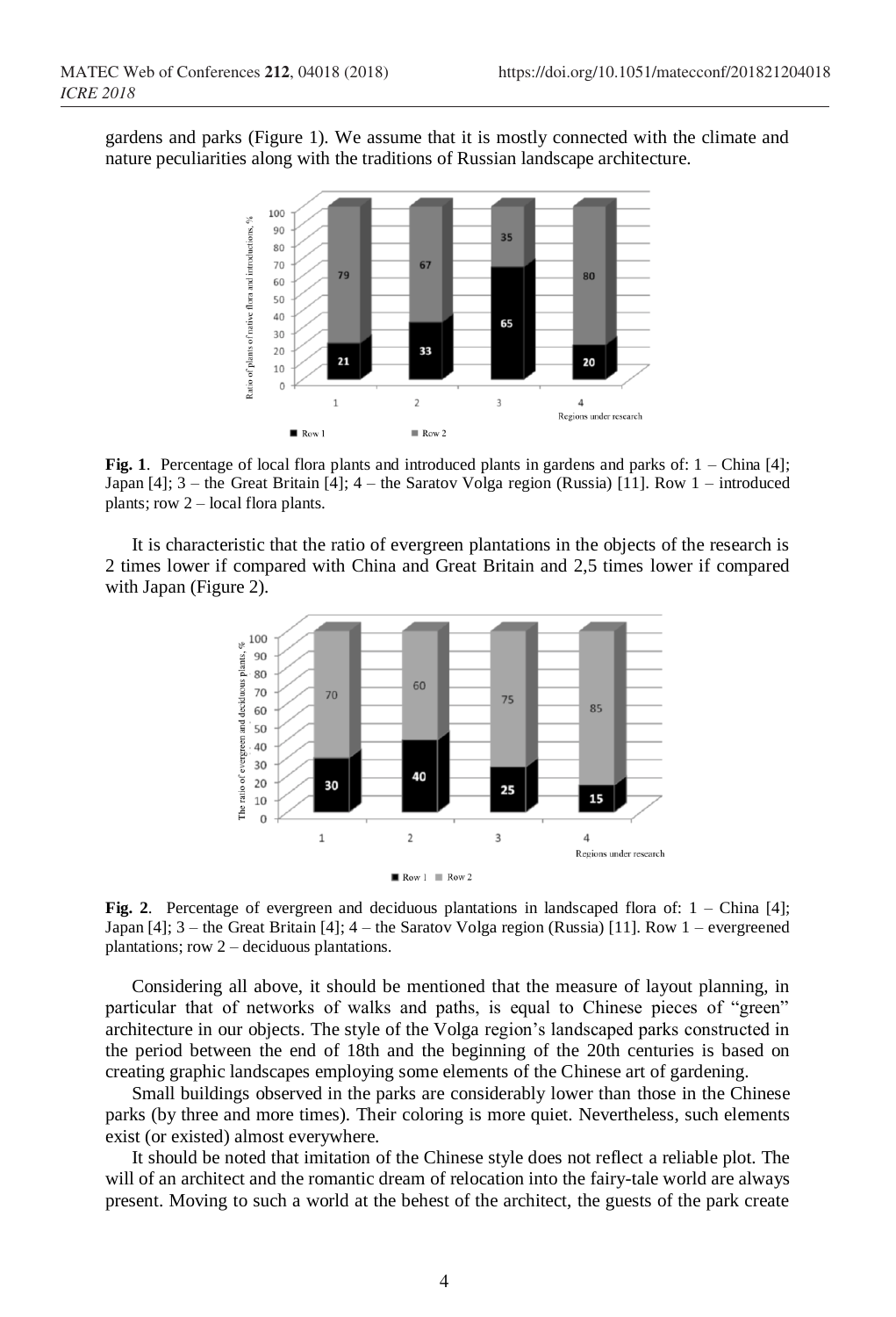gardens and parks (Figure 1). We assume that it is mostly connected with the climate and nature peculiarities along with the traditions of Russian landscape architecture.

**Fig. 1**. Percentage of local flora plants and introduced plants in gardens and parks of: 1 – China [4]; Japan [4]; 3 – the Great Britain [4]; 4 – the Saratov Volga region (Russia) [11]. Row 1 – introduced plants; row 2 – local flora plants.

It is characteristic that the ratio of evergreen plantations in the objects of the research is 2 times lower if compared with China and Great Britain and 2,5 times lower if compared with Japan (Figure 2).

**Fig. 2**. Percentage of evergreen and deciduous plantations in landscaped flora of: 1 – China [4]; Japan [4]; 3 – the Great Britain [4]; 4 – the Saratov Volga region (Russia) [11]. Row 1 – evergreened plantations; row 2 – deciduous plantations.

Considering all above, it should be mentioned that the measure of layout planning, in particular that of networks of walks and paths, is equal to Chinese pieces of "green" architecture in our objects. The style of the Volga region's landscaped parks constructed in the period between the end of 18th and the beginning of the 20th centuries is based on creating graphic landscapes employing some elements of the Chinese art of gardening.

Small buildings observed in the parks are considerably lower than those in the Chinese parks (by three and more times). Their coloring is more quiet. Nevertheless, such elements exist (or existed) almost everywhere.

It should be noted that imitation of the Chinese style does not reflect a reliable plot. The will of an architect and the romantic dream of relocation into the fairy-tale world are always present. Moving to such a world at the behest of the architect, the guests of the park create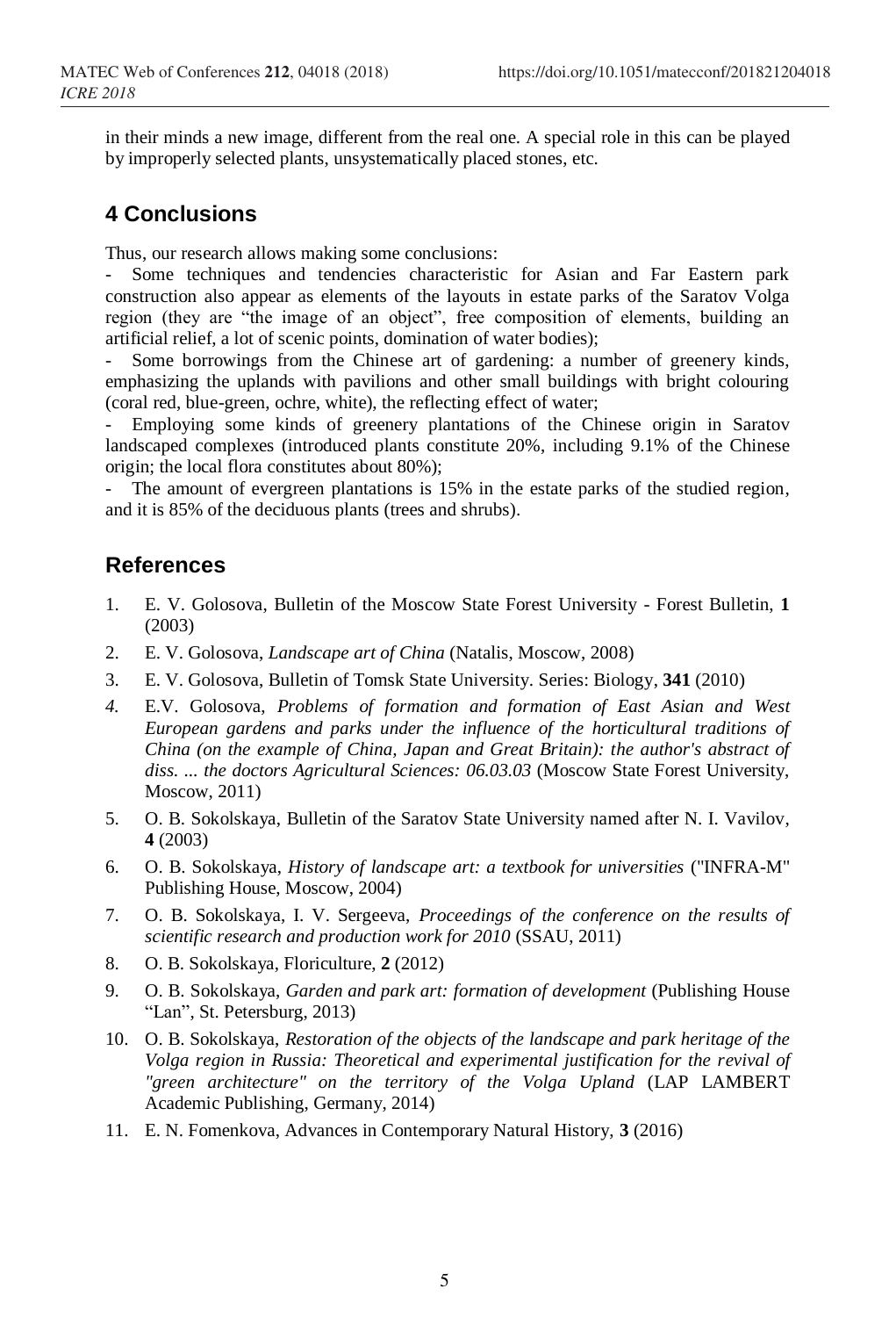in their minds a new image, different from the real one. A special role in this can be played by improperly selected plants, unsystematically placed stones, etc.

## 4 Conclusions

Thus, our research allows making some conclusions:

- Some techniques and tendencies characteristic for Asian and Far Eastern park construction also appear as elements of the layouts in estate parks of the Saratov Volga region (they are "the image of an object", free composition of elements, building an artificial relief, a lot of scenic points, domination of water bodies);
- Some borrowings from the Chinese art of gardening: a number of greenery kinds, emphasizing the uplands with pavilions and other small buildings with bright colouring (coral red, blue-green, ochre, white), the reflecting effect of water;
- Employing some kinds of greenery plantations of the Chinese origin in Saratov landscaped complexes (introduced plants constitute 20%, including 9.1% of the Chinese origin; the local flora constitutes about 80%);
- The amount of evergreen plantations is 15% in the estate parks of the studied region, and it is 85% of the deciduous plants (trees and shrubs).

## References

1. E. V. Golosova, Bulletin of the Moscow State Forest University - Forest Bulletin, **1** (2003)
2. E. V. Golosova, *Landscape art of China* (Natalis, Moscow, 2008)
3. E. V. Golosova, Bulletin of Tomsk State University. Series: Biology, **341** (2010)
4. E.V. Golosova, *Problems of formation and formation of East Asian and West European gardens and parks under the influence of the horticultural traditions of China (on the example of China, Japan and Great Britain): the author's abstract of diss. ... the doctors Agricultural Sciences: 06.03.03* (Moscow State Forest University, Moscow, 2011)
5. O. B. Sokolskaya, Bulletin of the Saratov State University named after N. I. Vavilov, **4** (2003)
6. O. B. Sokolskaya, *History of landscape art: a textbook for universities* ("INFRA-M" Publishing House, Moscow, 2004)
7. O. B. Sokolskaya, I. V. Sergeeva, *Proceedings of the conference on the results of scientific research and production work for 2010* (SSAU, 2011)
8. O. B. Sokolskaya, Floriculture, **2** (2012)
9. O. B. Sokolskaya, *Garden and park art: formation of development* (Publishing House "Lan", St. Petersburg, 2013)
10. O. B. Sokolskaya, *Restoration of the objects of the landscape and park heritage of the Volga region in Russia: Theoretical and experimental justification for the revival of "green architecture" on the territory of the Volga Upland* (LAP LAMBERT Academic Publishing, Germany, 2014)
11. E. N. Fomenkova, Advances in Contemporary Natural History, **3** (2016)